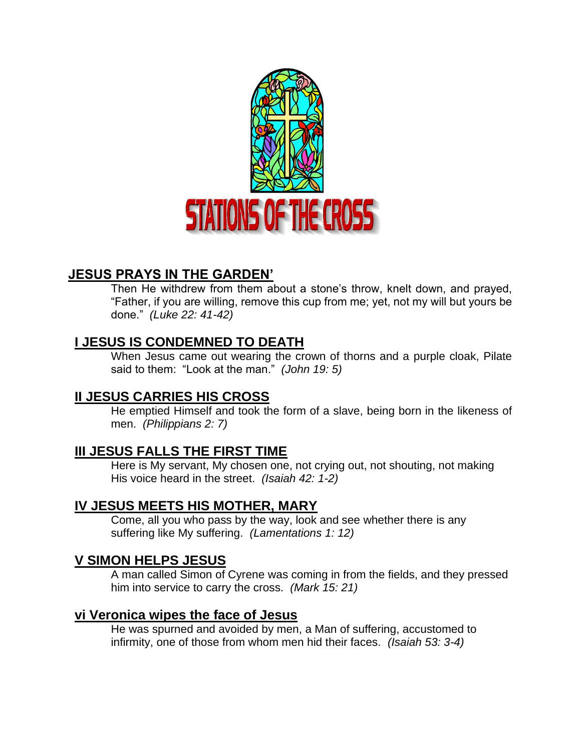# STATIONS OF THE CROSS

## JESUS PRAYS IN THE GARDEN'

Then He withdrew from them about a stone's throw, knelt down, and prayed, "Father, if you are willing, remove this cup from me; yet, not my will but yours be done." *(Luke 22: 41-42)*

## I JESUS IS CONDEMNED TO DEATH

When Jesus came out wearing the crown of thorns and a purple cloak, Pilate said to them: "Look at the man." *(John 19: 5)*

## II JESUS CARRIES HIS CROSS

He emptied Himself and took the form of a slave, being born in the likeness of men. *(Philippians 2: 7)*

## III JESUS FALLS THE FIRST TIME

Here is My servant, My chosen one, not crying out, not shouting, not making His voice heard in the street. *(Isaiah 42: 1-2)*

## IV JESUS MEETS HIS MOTHER, MARY

Come, all you who pass by the way, look and see whether there is any suffering like My suffering. *(Lamentations 1: 12)*

## V SIMON HELPS JESUS

A man called Simon of Cyrene was coming in from the fields, and they pressed him into service to carry the cross. *(Mark 15: 21)*

## vi Veronica wipes the face of Jesus

He was spurned and avoided by men, a Man of suffering, accustomed to infirmity, one of those from whom men hid their faces. *(Isaiah 53: 3-4)*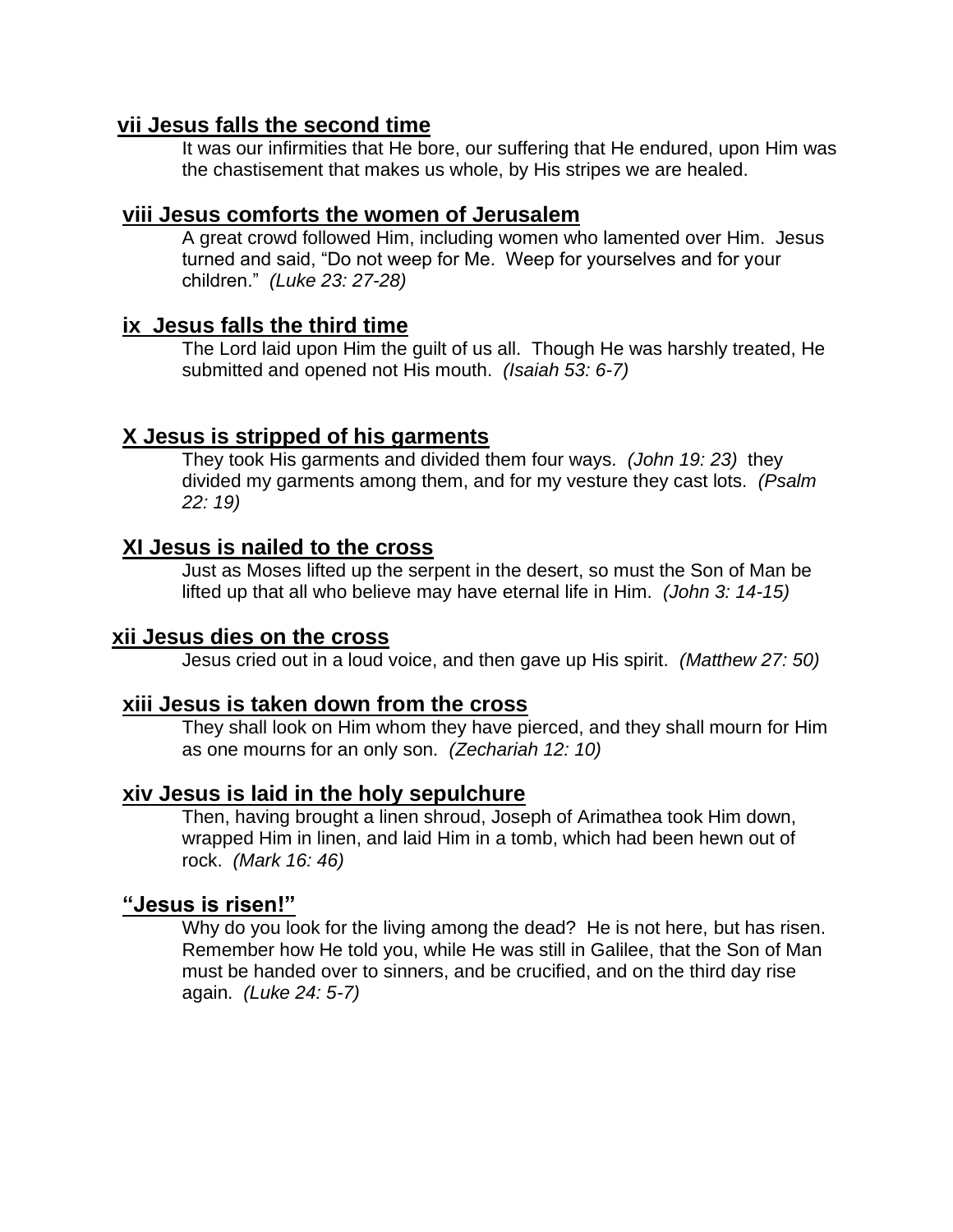## vii Jesus falls the second time

It was our infirmities that He bore, our suffering that He endured, upon Him was the chastisement that makes us whole, by His stripes we are healed.

## viii Jesus comforts the women of Jerusalem

A great crowd followed Him, including women who lamented over Him. Jesus turned and said, "Do not weep for Me. Weep for yourselves and for your children." *(Luke 23: 27-28)*

## ix Jesus falls the third time

The Lord laid upon Him the guilt of us all. Though He was harshly treated, He submitted and opened not His mouth. *(Isaiah 53: 6-7)*

## X Jesus is stripped of his garments

They took His garments and divided them four ways. *(John 19: 23)* they divided my garments among them, and for my vesture they cast lots. *(Psalm 22: 19)*

## XI Jesus is nailed to the cross

Just as Moses lifted up the serpent in the desert, so must the Son of Man be lifted up that all who believe may have eternal life in Him. *(John 3: 14-15)*

## xii Jesus dies on the cross

Jesus cried out in a loud voice, and then gave up His spirit. *(Matthew 27: 50)*

## xiii Jesus is taken down from the cross

They shall look on Him whom they have pierced, and they shall mourn for Him as one mourns for an only son. *(Zechariah 12: 10)*

## xiv Jesus is laid in the holy sepulchure

Then, having brought a linen shroud, Joseph of Arimathea took Him down, wrapped Him in linen, and laid Him in a tomb, which had been hewn out of rock. *(Mark 16: 46)*

## "Jesus is risen!"

Why do you look for the living among the dead? He is not here, but has risen. Remember how He told you, while He was still in Galilee, that the Son of Man must be handed over to sinners, and be crucified, and on the third day rise again. *(Luke 24: 5-7)*